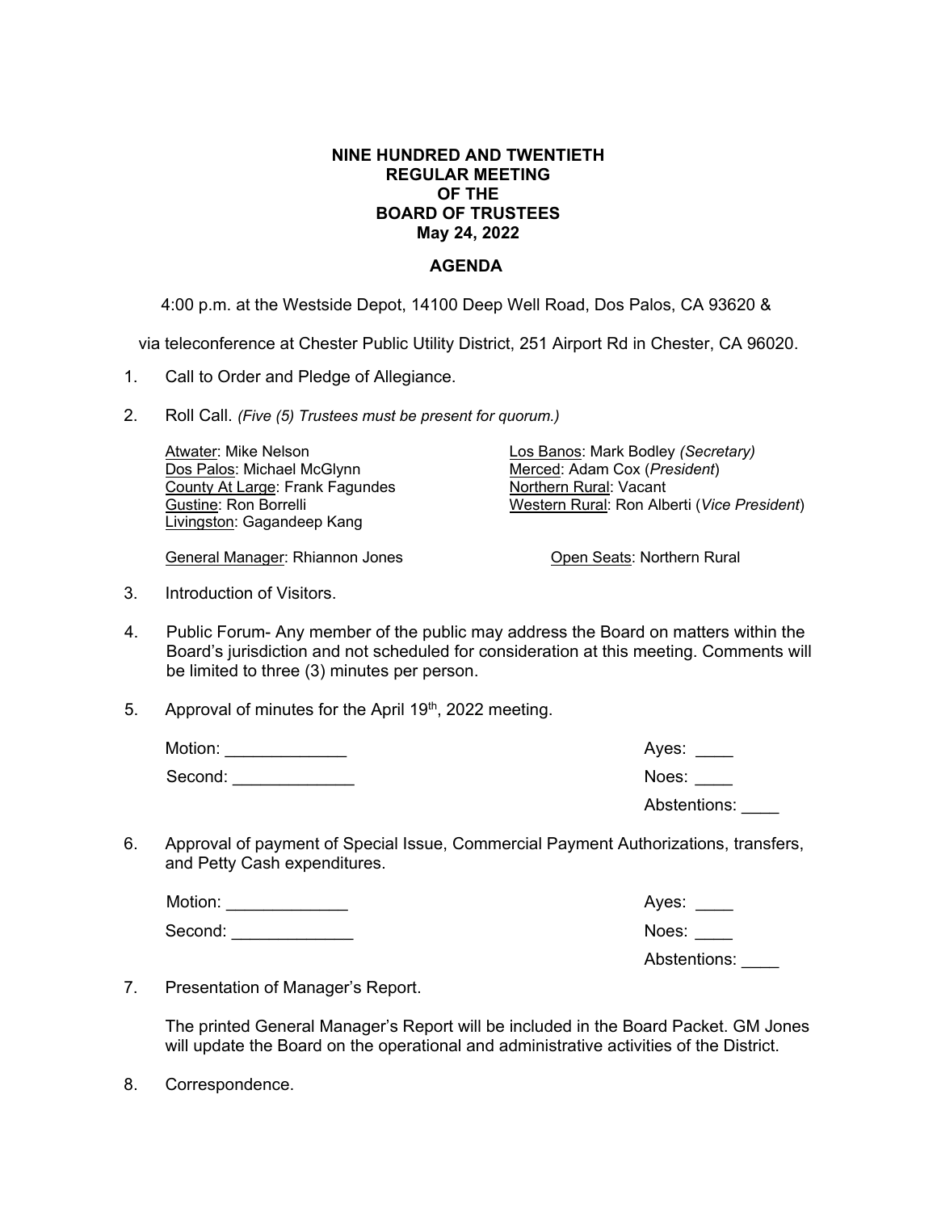**NINE HUNDRED AND TWENTIETH**
**REGULAR MEETING**
**OF THE**
**BOARD OF TRUSTEES**
**May 24, 2022**

**AGENDA**

4:00 p.m. at the Westside Depot, 14100 Deep Well Road, Dos Palos, CA 93620 &

via teleconference at Chester Public Utility District, 251 Airport Rd in Chester, CA 96020.

1. Call to Order and Pledge of Allegiance.

2. Roll Call. *(Five (5) Trustees must be present for quorum.)*

   Atwater: Mike Nelson
   Dos Palos: Michael McGlynn
   County At Large: Frank Fagundes
   Gustine: Ron Borrelli
   Livingston: Gagandeep Kang
   Los Banos: Mark Bodley *(Secretary)*
   Merced: Adam Cox (*President*)
   Northern Rural: Vacant
   Western Rural: Ron Alberti (*Vice President*)

   General Manager: Rhiannon Jones
   Open Seats: Northern Rural

3. Introduction of Visitors.

4. Public Forum- Any member of the public may address the Board on matters within the Board's jurisdiction and not scheduled for consideration at this meeting. Comments will be limited to three (3) minutes per person.

5. Approval of minutes for the April 19th, 2022 meeting.

   Motion: _____________ Ayes: ____
   Second: _____________ Noes: ____
   Abstentions: ____

6. Approval of payment of Special Issue, Commercial Payment Authorizations, transfers, and Petty Cash expenditures.

   Motion: _____________ Ayes: ____
   Second: _____________ Noes: ____
   Abstentions: ____

7. Presentation of Manager's Report.

   The printed General Manager's Report will be included in the Board Packet. GM Jones will update the Board on the operational and administrative activities of the District.

8. Correspondence.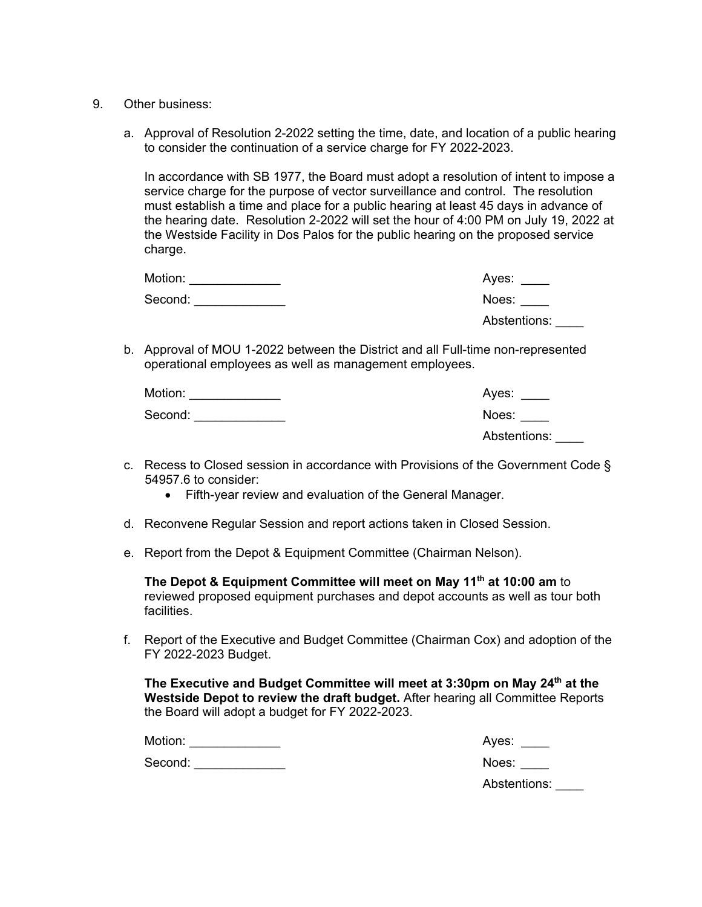9. Other business:

   a. Approval of Resolution 2-2022 setting the time, date, and location of a public hearing to consider the continuation of a service charge for FY 2022-2023.

      In accordance with SB 1977, the Board must adopt a resolution of intent to impose a service charge for the purpose of vector surveillance and control. The resolution must establish a time and place for a public hearing at least 45 days in advance of the hearing date. Resolution 2-2022 will set the hour of 4:00 PM on July 19, 2022 at the Westside Facility in Dos Palos for the public hearing on the proposed service charge.

      Motion: _____________ Ayes: ____

      Second: _____________ Noes: ____

      Abstentions: ____

   b. Approval of MOU 1-2022 between the District and all Full-time non-represented operational employees as well as management employees.

      Motion: _____________ Ayes: ____

      Second: _____________ Noes: ____

      Abstentions: ____

   c. Recess to Closed session in accordance with Provisions of the Government Code § 54957.6 to consider:
      - Fifth-year review and evaluation of the General Manager.

   d. Reconvene Regular Session and report actions taken in Closed Session.

   e. Report from the Depot & Equipment Committee (Chairman Nelson).

      **The Depot & Equipment Committee will meet on May 11th at 10:00 am** to reviewed proposed equipment purchases and depot accounts as well as tour both facilities.

   f. Report of the Executive and Budget Committee (Chairman Cox) and adoption of the FY 2022-2023 Budget.

      **The Executive and Budget Committee will meet at 3:30pm on May 24th at the Westside Depot to review the draft budget.** After hearing all Committee Reports the Board will adopt a budget for FY 2022-2023.

      Motion: _____________ Ayes: ____

      Second: _____________ Noes: ____

      Abstentions: ____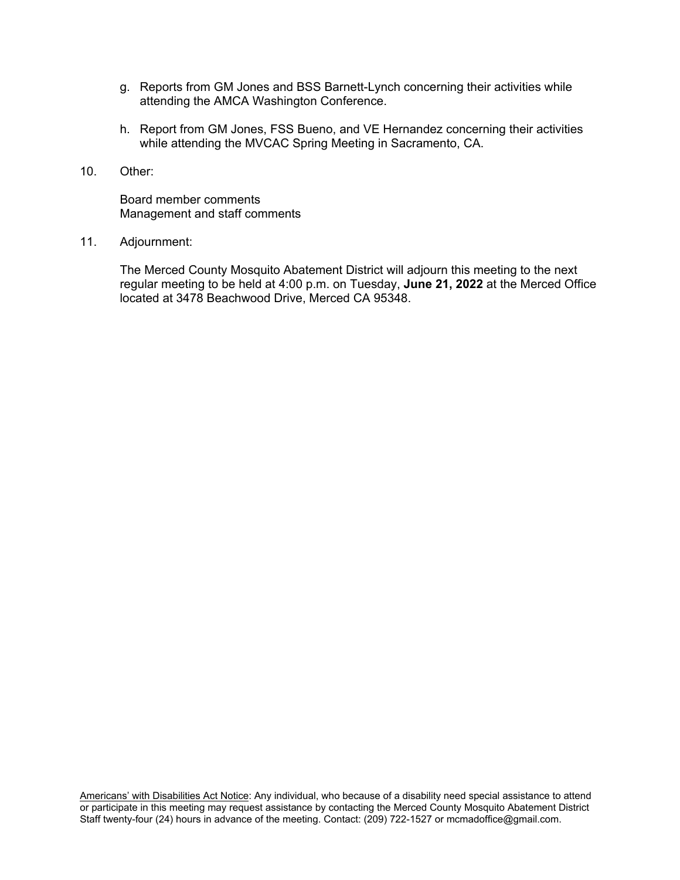g. Reports from GM Jones and BSS Barnett-Lynch concerning their activities while attending the AMCA Washington Conference.

h. Report from GM Jones, FSS Bueno, and VE Hernandez concerning their activities while attending the MVCAC Spring Meeting in Sacramento, CA.

10. Other:

    Board member comments
    Management and staff comments

11. Adjournment:

    The Merced County Mosquito Abatement District will adjourn this meeting to the next regular meeting to be held at 4:00 p.m. on Tuesday, **June 21, 2022** at the Merced Office located at 3478 Beachwood Drive, Merced CA 95348.

Americans' with Disabilities Act Notice: Any individual, who because of a disability need special assistance to attend or participate in this meeting may request assistance by contacting the Merced County Mosquito Abatement District Staff twenty-four (24) hours in advance of the meeting. Contact: (209) 722-1527 or mcmadoffice@gmail.com.